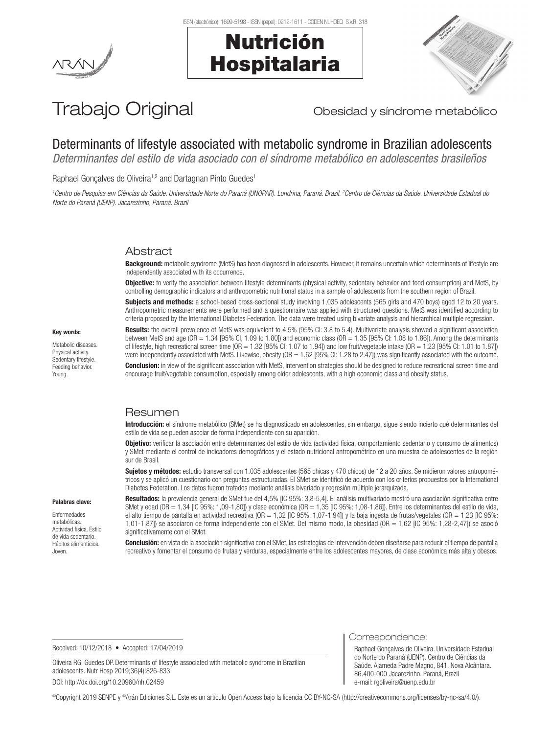Trabajo Original

Obesidad y síndrome metabólico

# Determinants of lifestyle associated with metabolic syndrome in Brazilian adolescents

*Determinantes del estilo de vida asociado con el síndrome metabólico en adolescentes brasileños*

Raphael Gonçalves de Oliveira[1,2] and Dartagnan Pinto Guedes[1]

[1]*Centro de Pesquisa em Ciências da Saúde. Universidade Norte do Paraná (UNOPAR). Londrina, Paraná. Brazil.* [2]*Centro de Ciências da Saúde. Universidade Estadual do Norte do Paraná (UENP). Jacarezinho, Paraná. Brazil*

## Abstract

**Background:** metabolic syndrome (MetS) has been diagnosed in adolescents. However, it remains uncertain which determinants of lifestyle are independently associated with its occurrence.

**Objective:** to verify the association between lifestyle determinants (physical activity, sedentary behavior and food consumption) and MetS, by controlling demographic indicators and anthropometric nutritional status in a sample of adolescents from the southern region of Brazil.

**Subjects and methods:** a school-based cross-sectional study involving 1,035 adolescents (565 girls and 470 boys) aged 12 to 20 years. Anthropometric measurements were performed and a questionnaire was applied with structured questions. MetS was identified according to criteria proposed by the International Diabetes Federation. The data were treated using bivariate analysis and hierarchical multiple regression.

**Results:** the overall prevalence of MetS was equivalent to 4.5% (95% CI: 3.8 to 5.4). Multivariate analysis showed a significant association between MetS and age (OR = 1.34 [95% CI, 1.09 to 1.80]) and economic class (OR = 1.35 [95% CI: 1.08 to 1.86]). Among the determinants of lifestyle, high recreational screen time (OR = 1.32 [95% CI: 1.07 to 1.94]) and low fruit/vegetable intake (OR = 1.23 [95% CI: 1.01 to 1.87]) were independently associated with MetS. Likewise, obesity (OR = 1.62 [95% CI: 1.28 to 2.47]) was significantly associated with the outcome.

**Conclusion:** in view of the significant association with MetS, intervention strategies should be designed to reduce recreational screen time and encourage fruit/vegetable consumption, especially among older adolescents, with a high economic class and obesity status.

**Key words:**

Metabolic diseases. Physical activity. Sedentary lifestyle. Feeding behavior. Young.

## Resumen

**Introducción:** el síndrome metabólico (SMet) se ha diagnosticado en adolescentes, sin embargo, sigue siendo incierto qué determinantes del estilo de vida se pueden asociar de forma independiente con su aparición.

**Objetivo:** verificar la asociación entre determinantes del estilo de vida (actividad física, comportamiento sedentario y consumo de alimentos) y SMet mediante el control de indicadores demográficos y el estado nutricional antropométrico en una muestra de adolescentes de la región sur de Brasil.

**Sujetos y métodos:** estudio transversal con 1.035 adolescentes (565 chicas y 470 chicos) de 12 a 20 años. Se midieron valores antropométricos y se aplicó un cuestionario con preguntas estructuradas. El SMet se identificó de acuerdo con los criterios propuestos por la International Diabetes Federation. Los datos fueron tratados mediante análisis bivariado y regresión múltiple jerarquizada.

**Resultados:** la prevalencia general de SMet fue del 4,5% [IC 95%: 3,8-5,4]. El análisis multivariado mostró una asociación significativa entre SMet y edad (OR = 1,34 [IC 95%: 1,09-1,80]) y clase económica (OR = 1,35 [IC 95%: 1,08-1,86]). Entre los determinantes del estilo de vida, el alto tiempo de pantalla en actividad recreativa (OR = 1,32 [IC 95%: 1,07-1,94]) y la baja ingesta de frutas/vegetales (OR = 1,23 [IC 95%: 1,01-1,87]) se asociaron de forma independiente con el SMet. Del mismo modo, la obesidad (OR = 1,62 [IC 95%: 1,28-2,47]) se asoció significativamente con el SMet.

**Conclusión:** en vista de la asociación significativa con el SMet, las estrategias de intervención deben diseñarse para reducir el tiempo de pantalla recreativo y fomentar el consumo de frutas y verduras, especialmente entre los adolescentes mayores, de clase económica más alta y obesos.

**Palabras clave:**

Enfermedades metabólicas. Actividad física. Estilo de vida sedentario. Hábitos alimenticios. Joven.

Received: 10/12/2018 • Accepted: 17/04/2019

Oliveira RG, Guedes DP. Determinants of lifestyle associated with metabolic syndrome in Brazilian adolescents. Nutr Hosp 2019;36(4):826-833

DOI: http://dx.doi.org/10.20960/nh.02459

Correspondence:

Raphael Gonçalves de Oliveira. Universidade Estadual do Norte do Paraná (UENP). Centro de Ciências da Saúde. Alameda Padre Magno, 841. Nova Alcântara. 86.400-000 Jacarezinho. Paraná, Brazil
e-mail: rgoliveira@uenp.edu.br

©Copyright 2019 SENPE y ©Arán Ediciones S.L. Este es un artículo Open Access bajo la licencia CC BY-NC-SA (http://creativecommons.org/licenses/by-nc-sa/4.0/).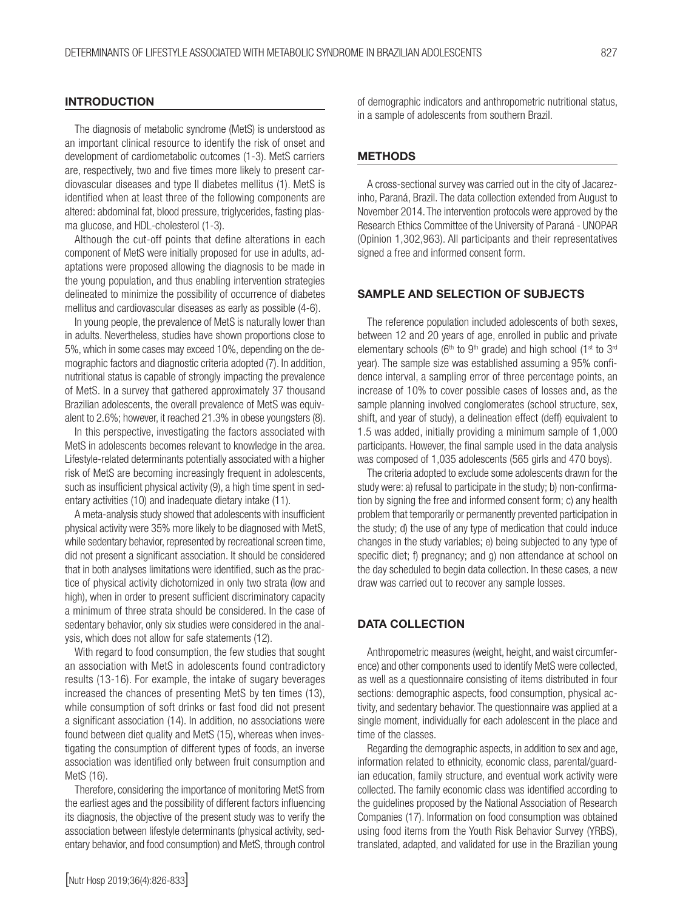## INTRODUCTION

The diagnosis of metabolic syndrome (MetS) is understood as an important clinical resource to identify the risk of onset and development of cardiometabolic outcomes (1-3). MetS carriers are, respectively, two and five times more likely to present cardiovascular diseases and type II diabetes mellitus (1). MetS is identified when at least three of the following components are altered: abdominal fat, blood pressure, triglycerides, fasting plasma glucose, and HDL-cholesterol (1-3).

Although the cut-off points that define alterations in each component of MetS were initially proposed for use in adults, adaptations were proposed allowing the diagnosis to be made in the young population, and thus enabling intervention strategies delineated to minimize the possibility of occurrence of diabetes mellitus and cardiovascular diseases as early as possible (4-6).

In young people, the prevalence of MetS is naturally lower than in adults. Nevertheless, studies have shown proportions close to 5%, which in some cases may exceed 10%, depending on the demographic factors and diagnostic criteria adopted (7). In addition, nutritional status is capable of strongly impacting the prevalence of MetS. In a survey that gathered approximately 37 thousand Brazilian adolescents, the overall prevalence of MetS was equivalent to 2.6%; however, it reached 21.3% in obese youngsters (8).

In this perspective, investigating the factors associated with MetS in adolescents becomes relevant to knowledge in the area. Lifestyle-related determinants potentially associated with a higher risk of MetS are becoming increasingly frequent in adolescents, such as insufficient physical activity (9), a high time spent in sedentary activities (10) and inadequate dietary intake (11).

A meta-analysis study showed that adolescents with insufficient physical activity were 35% more likely to be diagnosed with MetS, while sedentary behavior, represented by recreational screen time, did not present a significant association. It should be considered that in both analyses limitations were identified, such as the practice of physical activity dichotomized in only two strata (low and high), when in order to present sufficient discriminatory capacity a minimum of three strata should be considered. In the case of sedentary behavior, only six studies were considered in the analysis, which does not allow for safe statements (12).

With regard to food consumption, the few studies that sought an association with MetS in adolescents found contradictory results (13-16). For example, the intake of sugary beverages increased the chances of presenting MetS by ten times (13), while consumption of soft drinks or fast food did not present a significant association (14). In addition, no associations were found between diet quality and MetS (15), whereas when investigating the consumption of different types of foods, an inverse association was identified only between fruit consumption and MetS (16).

Therefore, considering the importance of monitoring MetS from the earliest ages and the possibility of different factors influencing its diagnosis, the objective of the present study was to verify the association between lifestyle determinants (physical activity, sedentary behavior, and food consumption) and MetS, through control of demographic indicators and anthropometric nutritional status, in a sample of adolescents from southern Brazil.

## METHODS

A cross-sectional survey was carried out in the city of Jacarezinho, Paraná, Brazil. The data collection extended from August to November 2014. The intervention protocols were approved by the Research Ethics Committee of the University of Paraná - UNOPAR (Opinion 1,302,963). All participants and their representatives signed a free and informed consent form.

## SAMPLE AND SELECTION OF SUBJECTS

The reference population included adolescents of both sexes, between 12 and 20 years of age, enrolled in public and private elementary schools (6th to 9th grade) and high school (1st to 3rd year). The sample size was established assuming a 95% confidence interval, a sampling error of three percentage points, an increase of 10% to cover possible cases of losses and, as the sample planning involved conglomerates (school structure, sex, shift, and year of study), a delineation effect (deff) equivalent to 1.5 was added, initially providing a minimum sample of 1,000 participants. However, the final sample used in the data analysis was composed of 1,035 adolescents (565 girls and 470 boys).

The criteria adopted to exclude some adolescents drawn for the study were: a) refusal to participate in the study; b) non-confirmation by signing the free and informed consent form; c) any health problem that temporarily or permanently prevented participation in the study; d) the use of any type of medication that could induce changes in the study variables; e) being subjected to any type of specific diet; f) pregnancy; and g) non attendance at school on the day scheduled to begin data collection. In these cases, a new draw was carried out to recover any sample losses.

## DATA COLLECTION

Anthropometric measures (weight, height, and waist circumference) and other components used to identify MetS were collected, as well as a questionnaire consisting of items distributed in four sections: demographic aspects, food consumption, physical activity, and sedentary behavior. The questionnaire was applied at a single moment, individually for each adolescent in the place and time of the classes.

Regarding the demographic aspects, in addition to sex and age, information related to ethnicity, economic class, parental/guardian education, family structure, and eventual work activity were collected. The family economic class was identified according to the guidelines proposed by the National Association of Research Companies (17). Information on food consumption was obtained using food items from the Youth Risk Behavior Survey (YRBS), translated, adapted, and validated for use in the Brazilian young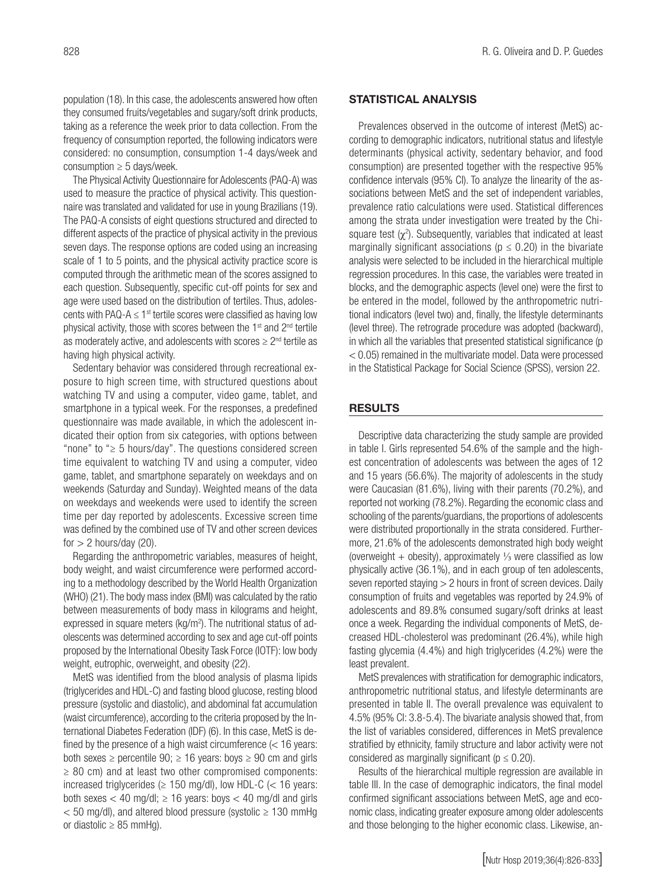population (18). In this case, the adolescents answered how often they consumed fruits/vegetables and sugary/soft drink products, taking as a reference the week prior to data collection. From the frequency of consumption reported, the following indicators were considered: no consumption, consumption 1-4 days/week and consumption ≥ 5 days/week.

The Physical Activity Questionnaire for Adolescents (PAQ-A) was used to measure the practice of physical activity. This questionnaire was translated and validated for use in young Brazilians (19). The PAQ-A consists of eight questions structured and directed to different aspects of the practice of physical activity in the previous seven days. The response options are coded using an increasing scale of 1 to 5 points, and the physical activity practice score is computed through the arithmetic mean of the scores assigned to each question. Subsequently, specific cut-off points for sex and age were used based on the distribution of tertiles. Thus, adolescents with PAQ-A ≤ 1st tertile scores were classified as having low physical activity, those with scores between the 1st and 2nd tertile as moderately active, and adolescents with scores ≥ 2nd tertile as having high physical activity.

Sedentary behavior was considered through recreational exposure to high screen time, with structured questions about watching TV and using a computer, video game, tablet, and smartphone in a typical week. For the responses, a predefined questionnaire was made available, in which the adolescent indicated their option from six categories, with options between "none" to "≥ 5 hours/day". The questions considered screen time equivalent to watching TV and using a computer, video game, tablet, and smartphone separately on weekdays and on weekends (Saturday and Sunday). Weighted means of the data on weekdays and weekends were used to identify the screen time per day reported by adolescents. Excessive screen time was defined by the combined use of TV and other screen devices for > 2 hours/day (20).

Regarding the anthropometric variables, measures of height, body weight, and waist circumference were performed according to a methodology described by the World Health Organization (WHO) (21). The body mass index (BMI) was calculated by the ratio between measurements of body mass in kilograms and height, expressed in square meters (kg/m$^2$). The nutritional status of adolescents was determined according to sex and age cut-off points proposed by the International Obesity Task Force (IOTF): low body weight, eutrophic, overweight, and obesity (22).

MetS was identified from the blood analysis of plasma lipids (triglycerides and HDL-C) and fasting blood glucose, resting blood pressure (systolic and diastolic), and abdominal fat accumulation (waist circumference), according to the criteria proposed by the International Diabetes Federation (IDF) (6). In this case, MetS is defined by the presence of a high waist circumference (< 16 years: both sexes ≥ percentile 90; ≥ 16 years: boys ≥ 90 cm and girls ≥ 80 cm) and at least two other compromised components: increased triglycerides (≥ 150 mg/dl), low HDL-C (< 16 years: both sexes < 40 mg/dl; ≥ 16 years: boys < 40 mg/dl and girls < 50 mg/dl), and altered blood pressure (systolic ≥ 130 mmHg or diastolic ≥ 85 mmHg).

## STATISTICAL ANALYSIS

Prevalences observed in the outcome of interest (MetS) according to demographic indicators, nutritional status and lifestyle determinants (physical activity, sedentary behavior, and food consumption) are presented together with the respective 95% confidence intervals (95% CI). To analyze the linearity of the associations between MetS and the set of independent variables, prevalence ratio calculations were used. Statistical differences among the strata under investigation were treated by the Chi-square test ($\chi^2$). Subsequently, variables that indicated at least marginally significant associations ($p \leq 0.20$) in the bivariate analysis were selected to be included in the hierarchical multiple regression procedures. In this case, the variables were treated in blocks, and the demographic aspects (level one) were the first to be entered in the model, followed by the anthropometric nutritional indicators (level two) and, finally, the lifestyle determinants (level three). The retrograde procedure was adopted (backward), in which all the variables that presented statistical significance ($p < 0.05$) remained in the multivariate model. Data were processed in the Statistical Package for Social Science (SPSS), version 22.

## RESULTS

Descriptive data characterizing the study sample are provided in table I. Girls represented 54.6% of the sample and the highest concentration of adolescents was between the ages of 12 and 15 years (56.6%). The majority of adolescents in the study were Caucasian (81.6%), living with their parents (70.2%), and reported not working (78.2%). Regarding the economic class and schooling of the parents/guardians, the proportions of adolescents were distributed proportionally in the strata considered. Furthermore, 21.6% of the adolescents demonstrated high body weight (overweight + obesity), approximately ⅓ were classified as low physically active (36.1%), and in each group of ten adolescents, seven reported staying > 2 hours in front of screen devices. Daily consumption of fruits and vegetables was reported by 24.9% of adolescents and 89.8% consumed sugary/soft drinks at least once a week. Regarding the individual components of MetS, decreased HDL-cholesterol was predominant (26.4%), while high fasting glycemia (4.4%) and high triglycerides (4.2%) were the least prevalent.

MetS prevalences with stratification for demographic indicators, anthropometric nutritional status, and lifestyle determinants are presented in table II. The overall prevalence was equivalent to 4.5% (95% CI: 3.8-5.4). The bivariate analysis showed that, from the list of variables considered, differences in MetS prevalence stratified by ethnicity, family structure and labor activity were not considered as marginally significant ($p \leq 0.20$).

Results of the hierarchical multiple regression are available in table III. In the case of demographic indicators, the final model confirmed significant associations between MetS, age and economic class, indicating greater exposure among older adolescents and those belonging to the higher economic class. Likewise, an-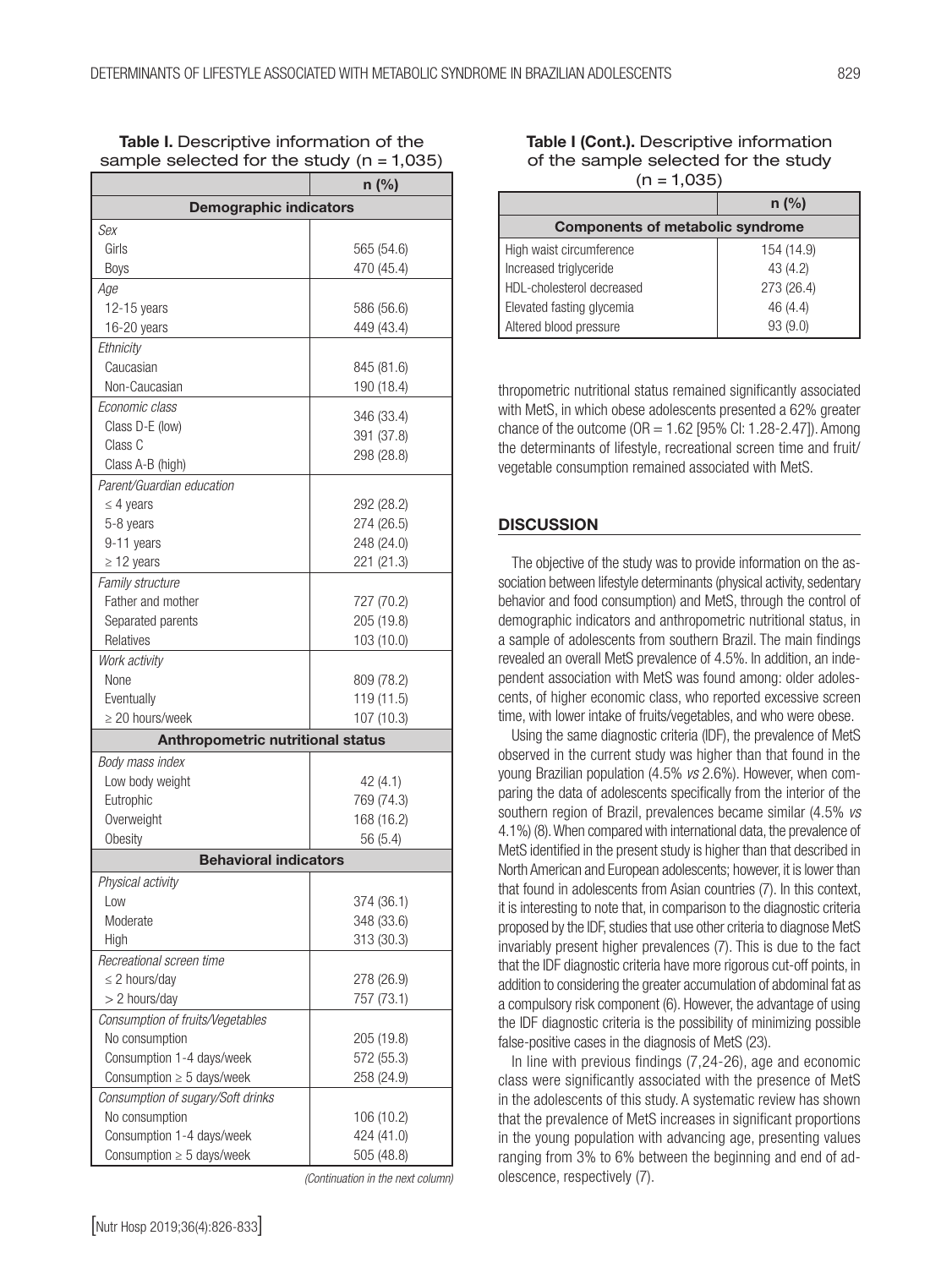**Table I.** Descriptive information of the sample selected for the study (n = 1,035)

| | n (%) |
|---|---|
| **Demographic indicators** | |
| *Sex* | |
| Girls | 565 (54.6) |
| Boys | 470 (45.4) |
| *Age* | |
| 12-15 years | 586 (56.6) |
| 16-20 years | 449 (43.4) |
| *Ethnicity* | |
| Caucasian | 845 (81.6) |
| Non-Caucasian | 190 (18.4) |
| *Economic class* | |
| Class D-E (low) | 346 (33.4) |
| Class C | 391 (37.8) |
| Class A-B (high) | 298 (28.8) |
| *Parent/Guardian education* | |
| ≤ 4 years | 292 (28.2) |
| 5-8 years | 274 (26.5) |
| 9-11 years | 248 (24.0) |
| ≥ 12 years | 221 (21.3) |
| *Family structure* | |
| Father and mother | 727 (70.2) |
| Separated parents | 205 (19.8) |
| Relatives | 103 (10.0) |
| *Work activity* | |
| None | 809 (78.2) |
| Eventually | 119 (11.5) |
| ≥ 20 hours/week | 107 (10.3) |
| **Anthropometric nutritional status** | |
| *Body mass index* | |
| Low body weight | 42 (4.1) |
| Eutrophic | 769 (74.3) |
| Overweight | 168 (16.2) |
| Obesity | 56 (5.4) |
| **Behavioral indicators** | |
| *Physical activity* | |
| Low | 374 (36.1) |
| Moderate | 348 (33.6) |
| High | 313 (30.3) |
| *Recreational screen time* | |
| ≤ 2 hours/day | 278 (26.9) |
| > 2 hours/day | 757 (73.1) |
| *Consumption of fruits/Vegetables* | |
| No consumption | 205 (19.8) |
| Consumption 1-4 days/week | 572 (55.3) |
| Consumption ≥ 5 days/week | 258 (24.9) |
| *Consumption of sugary/Soft drinks* | |
| No consumption | 106 (10.2) |
| Consumption 1-4 days/week | 424 (41.0) |
| Consumption ≥ 5 days/week | 505 (48.8) |
| **Components of metabolic syndrome** | |
| High waist circumference | 154 (14.9) |
| Increased triglyceride | 43 (4.2) |
| HDL-cholesterol decreased | 273 (26.4) |
| Elevated fasting glycemia | 46 (4.4) |
| Altered blood pressure | 93 (9.0) |

thropometric nutritional status remained significantly associated with MetS, in which obese adolescents presented a 62% greater chance of the outcome (OR = 1.62 [95% CI: 1.28-2.47]). Among the determinants of lifestyle, recreational screen time and fruit/vegetable consumption remained associated with MetS.

## DISCUSSION

The objective of the study was to provide information on the association between lifestyle determinants (physical activity, sedentary behavior and food consumption) and MetS, through the control of demographic indicators and anthropometric nutritional status, in a sample of adolescents from southern Brazil. The main findings revealed an overall MetS prevalence of 4.5%. In addition, an independent association with MetS was found among: older adolescents, of higher economic class, who reported excessive screen time, with lower intake of fruits/vegetables, and who were obese.

Using the same diagnostic criteria (IDF), the prevalence of MetS observed in the current study was higher than that found in the young Brazilian population (4.5% *vs* 2.6%). However, when comparing the data of adolescents specifically from the interior of the southern region of Brazil, prevalences became similar (4.5% *vs* 4.1%) (8). When compared with international data, the prevalence of MetS identified in the present study is higher than that described in North American and European adolescents; however, it is lower than that found in adolescents from Asian countries (7). In this context, it is interesting to note that, in comparison to the diagnostic criteria proposed by the IDF, studies that use other criteria to diagnose MetS invariably present higher prevalences (7). This is due to the fact that the IDF diagnostic criteria have more rigorous cut-off points, in addition to considering the greater accumulation of abdominal fat as a compulsory risk component (6). However, the advantage of using the IDF diagnostic criteria is the possibility of minimizing possible false-positive cases in the diagnosis of MetS (23).

In line with previous findings (7,24-26), age and economic class were significantly associated with the presence of MetS in the adolescents of this study. A systematic review has shown that the prevalence of MetS increases in significant proportions in the young population with advancing age, presenting values ranging from 3% to 6% between the beginning and end of adolescence, respectively (7).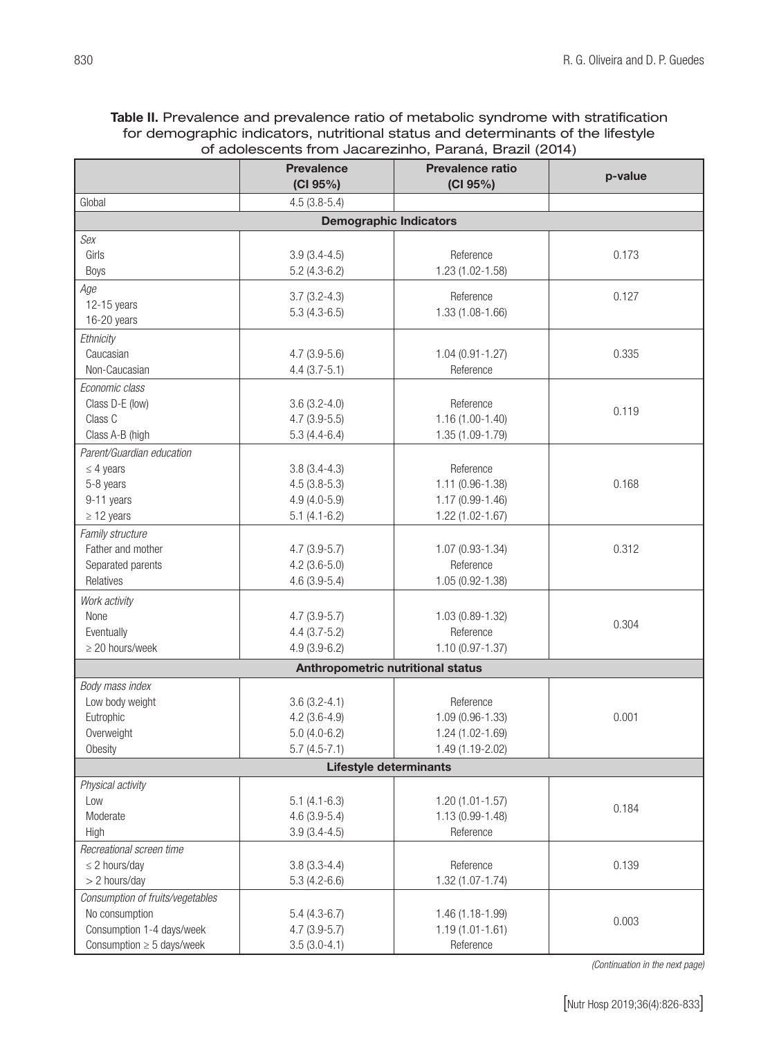**Table II.** Prevalence and prevalence ratio of metabolic syndrome with stratification for demographic indicators, nutritional status and determinants of the lifestyle of adolescents from Jacarezinho, Paraná, Brazil (2014)

| | Prevalence (CI 95%) | Prevalence ratio (CI 95%) | p-value |
|---|---|---|---|
| Global | 4.5 (3.8-5.4) | | |
| **Demographic Indicators** | | | |
| *Sex* | | | |
| Girls | 3.9 (3.4-4.5) | Reference | 0.173 |
| Boys | 5.2 (4.3-6.2) | 1.23 (1.02-1.58) | |
| *Age* | | | |
| 12-15 years | 3.7 (3.2-4.3) | Reference | 0.127 |
| 16-20 years | 5.3 (4.3-6.5) | 1.33 (1.08-1.66) | |
| *Ethnicity* | | | |
| Caucasian | 4.7 (3.9-5.6) | 1.04 (0.91-1.27) | 0.335 |
| Non-Caucasian | 4.4 (3.7-5.1) | Reference | |
| *Economic class* | | | |
| Class D-E (low) | 3.6 (3.2-4.0) | Reference | 0.119 |
| Class C | 4.7 (3.9-5.5) | 1.16 (1.00-1.40) | |
| Class A-B (high | 5.3 (4.4-6.4) | 1.35 (1.09-1.79) | |
| *Parent/Guardian education* | | | |
| ≤ 4 years | 3.8 (3.4-4.3) | Reference | 0.168 |
| 5-8 years | 4.5 (3.8-5.3) | 1.11 (0.96-1.38) | |
| 9-11 years | 4.9 (4.0-5.9) | 1.17 (0.99-1.46) | |
| ≥ 12 years | 5.1 (4.1-6.2) | 1.22 (1.02-1.67) | |
| *Family structure* | | | |
| Father and mother | 4.7 (3.9-5.7) | 1.07 (0.93-1.34) | 0.312 |
| Separated parents | 4.2 (3.6-5.0) | Reference | |
| Relatives | 4.6 (3.9-5.4) | 1.05 (0.92-1.38) | |
| *Work activity* | | | |
| None | 4.7 (3.9-5.7) | 1.03 (0.89-1.32) | 0.304 |
| Eventually | 4.4 (3.7-5.2) | Reference | |
| ≥ 20 hours/week | 4.9 (3.9-6.2) | 1.10 (0.97-1.37) | |
| **Anthropometric nutritional status** | | | |
| *Body mass index* | | | |
| Low body weight | 3.6 (3.2-4.1) | Reference | 0.001 |
| Eutrophic | 4.2 (3.6-4.9) | 1.09 (0.96-1.33) | |
| Overweight | 5.0 (4.0-6.2) | 1.24 (1.02-1.69) | |
| Obesity | 5.7 (4.5-7.1) | 1.49 (1.19-2.02) | |
| **Lifestyle determinants** | | | |
| *Physical activity* | | | |
| Low | 5.1 (4.1-6.3) | 1.20 (1.01-1.57) | 0.184 |
| Moderate | 4.6 (3.9-5.4) | 1.13 (0.99-1.48) | |
| High | 3.9 (3.4-4.5) | Reference | |
| *Recreational screen time* | | | |
| ≤ 2 hours/day | 3.8 (3.3-4.4) | Reference | 0.139 |
| > 2 hours/day | 5.3 (4.2-6.6) | 1.32 (1.07-1.74) | |
| *Consumption of fruits/vegetables* | | | |
| No consumption | 5.4 (4.3-6.7) | 1.46 (1.18-1.99) | 0.003 |
| Consumption 1-4 days/week | 4.7 (3.9-5.7) | 1.19 (1.01-1.61) | |
| Consumption ≥ 5 days/week | 3.5 (3.0-4.1) | Reference | |

*(Continuation in the next page)*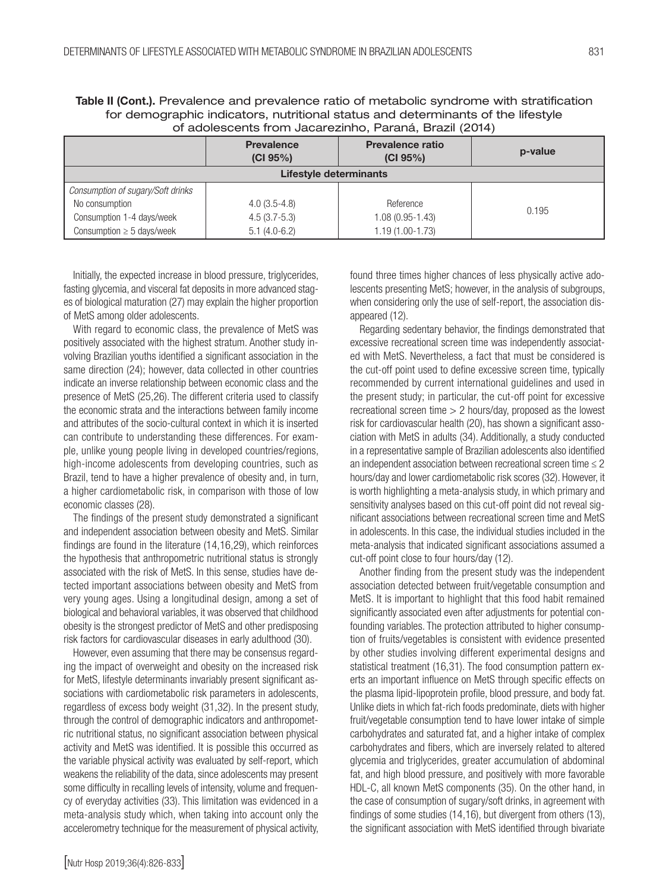**Table II (Cont.).** Prevalence and prevalence ratio of metabolic syndrome with stratification for demographic indicators, nutritional status and determinants of the lifestyle of adolescents from Jacarezinho, Paraná, Brazil (2014)

| | Prevalence (CI 95%) | Prevalence ratio (CI 95%) | p-value |
|---|---|---|---|
| **Lifestyle determinants** | | | |
| *Consumption of sugary/Soft drinks* | | | |
| No consumption | 4.0 (3.5-4.8) | Reference | 0.195 |
| Consumption 1-4 days/week | 4.5 (3.7-5.3) | 1.08 (0.95-1.43) | |
| Consumption ≥ 5 days/week | 5.1 (4.0-6.2) | 1.19 (1.00-1.73) | |

Initially, the expected increase in blood pressure, triglycerides, fasting glycemia, and visceral fat deposits in more advanced stages of biological maturation (27) may explain the higher proportion of MetS among older adolescents.

With regard to economic class, the prevalence of MetS was positively associated with the highest stratum. Another study involving Brazilian youths identified a significant association in the same direction (24); however, data collected in other countries indicate an inverse relationship between economic class and the presence of MetS (25,26). The different criteria used to classify the economic strata and the interactions between family income and attributes of the socio-cultural context in which it is inserted can contribute to understanding these differences. For example, unlike young people living in developed countries/regions, high-income adolescents from developing countries, such as Brazil, tend to have a higher prevalence of obesity and, in turn, a higher cardiometabolic risk, in comparison with those of low economic classes (28).

The findings of the present study demonstrated a significant and independent association between obesity and MetS. Similar findings are found in the literature (14,16,29), which reinforces the hypothesis that anthropometric nutritional status is strongly associated with the risk of MetS. In this sense, studies have detected important associations between obesity and MetS from very young ages. Using a longitudinal design, among a set of biological and behavioral variables, it was observed that childhood obesity is the strongest predictor of MetS and other predisposing risk factors for cardiovascular diseases in early adulthood (30).

However, even assuming that there may be consensus regarding the impact of overweight and obesity on the increased risk for MetS, lifestyle determinants invariably present significant associations with cardiometabolic risk parameters in adolescents, regardless of excess body weight (31,32). In the present study, through the control of demographic indicators and anthropometric nutritional status, no significant association between physical activity and MetS was identified. It is possible this occurred as the variable physical activity was evaluated by self-report, which weakens the reliability of the data, since adolescents may present some difficulty in recalling levels of intensity, volume and frequency of everyday activities (33). This limitation was evidenced in a meta-analysis study which, when taking into account only the accelerometry technique for the measurement of physical activity, found three times higher chances of less physically active adolescents presenting MetS; however, in the analysis of subgroups, when considering only the use of self-report, the association disappeared (12).

Regarding sedentary behavior, the findings demonstrated that excessive recreational screen time was independently associated with MetS. Nevertheless, a fact that must be considered is the cut-off point used to define excessive screen time, typically recommended by current international guidelines and used in the present study; in particular, the cut-off point for excessive recreational screen time > 2 hours/day, proposed as the lowest risk for cardiovascular health (20), has shown a significant association with MetS in adults (34). Additionally, a study conducted in a representative sample of Brazilian adolescents also identified an independent association between recreational screen time ≤ 2 hours/day and lower cardiometabolic risk scores (32). However, it is worth highlighting a meta-analysis study, in which primary and sensitivity analyses based on this cut-off point did not reveal significant associations between recreational screen time and MetS in adolescents. In this case, the individual studies included in the meta-analysis that indicated significant associations assumed a cut-off point close to four hours/day (12).

Another finding from the present study was the independent association detected between fruit/vegetable consumption and MetS. It is important to highlight that this food habit remained significantly associated even after adjustments for potential confounding variables. The protection attributed to higher consumption of fruits/vegetables is consistent with evidence presented by other studies involving different experimental designs and statistical treatment (16,31). The food consumption pattern exerts an important influence on MetS through specific effects on the plasma lipid-lipoprotein profile, blood pressure, and body fat. Unlike diets in which fat-rich foods predominate, diets with higher fruit/vegetable consumption tend to have lower intake of simple carbohydrates and saturated fat, and a higher intake of complex carbohydrates and fibers, which are inversely related to altered glycemia and triglycerides, greater accumulation of abdominal fat, and high blood pressure, and positively with more favorable HDL-C, all known MetS components (35). On the other hand, in the case of consumption of sugary/soft drinks, in agreement with findings of some studies (14,16), but divergent from others (13), the significant association with MetS identified through bivariate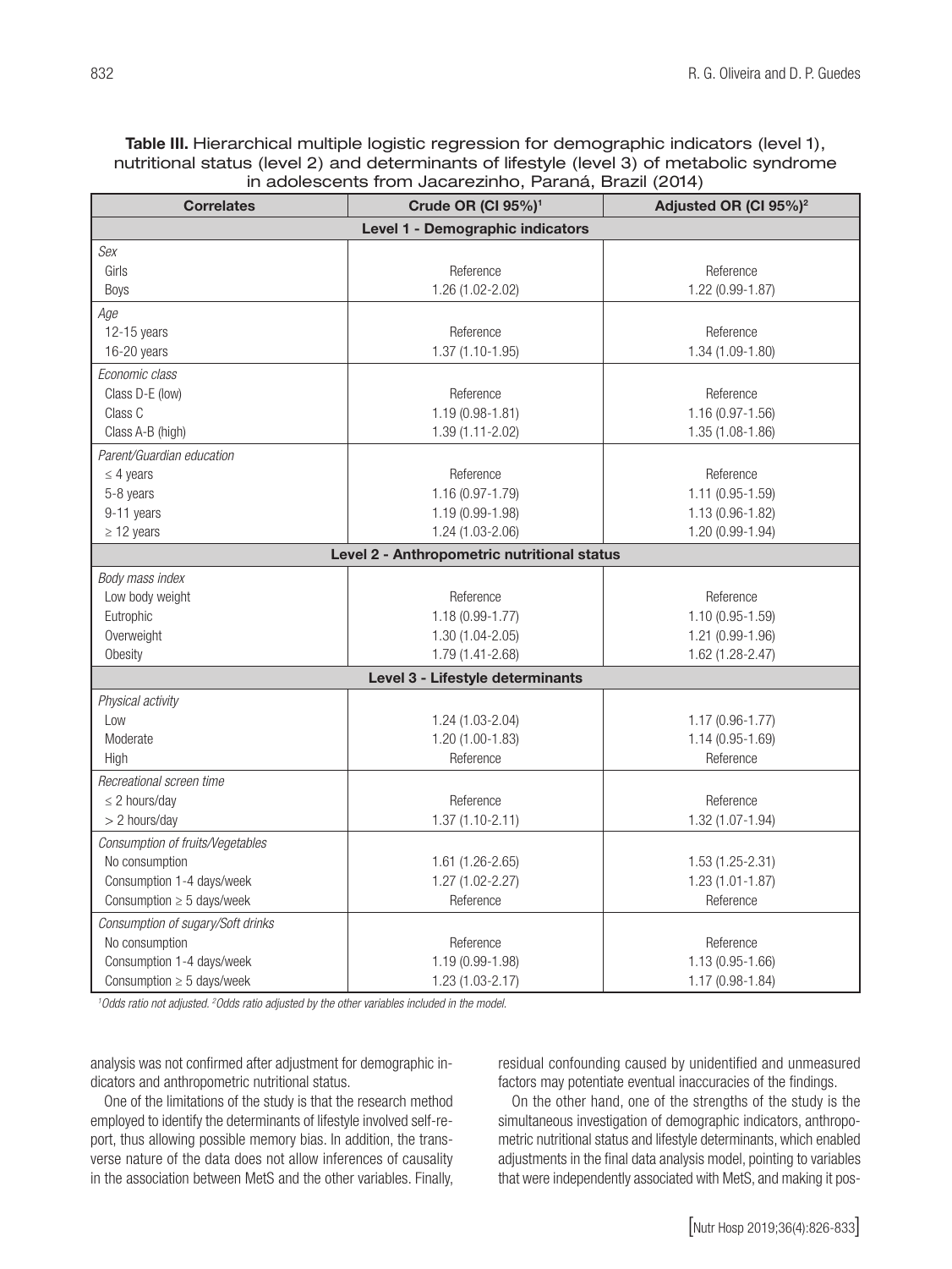**Table III.** Hierarchical multiple logistic regression for demographic indicators (level 1), nutritional status (level 2) and determinants of lifestyle (level 3) of metabolic syndrome in adolescents from Jacarezinho, Paraná, Brazil (2014)

| Correlates | Crude OR (CI 95%)[1] | Adjusted OR (CI 95%)[2] |
|---|---|---|
| **Level 1 - Demographic indicators** | | |
| *Sex* | | |
| Girls | Reference | Reference |
| Boys | 1.26 (1.02-2.02) | 1.22 (0.99-1.87) |
| *Age* | | |
| 12-15 years | Reference | Reference |
| 16-20 years | 1.37 (1.10-1.95) | 1.34 (1.09-1.80) |
| *Economic class* | | |
| Class D-E (low) | Reference | Reference |
| Class C | 1.19 (0.98-1.81) | 1.16 (0.97-1.56) |
| Class A-B (high) | 1.39 (1.11-2.02) | 1.35 (1.08-1.86) |
| *Parent/Guardian education* | | |
| ≤ 4 years | Reference | Reference |
| 5-8 years | 1.16 (0.97-1.79) | 1.11 (0.95-1.59) |
| 9-11 years | 1.19 (0.99-1.98) | 1.13 (0.96-1.82) |
| ≥ 12 years | 1.24 (1.03-2.06) | 1.20 (0.99-1.94) |
| **Level 2 - Anthropometric nutritional status** | | |
| *Body mass index* | | |
| Low body weight | Reference | Reference |
| Eutrophic | 1.18 (0.99-1.77) | 1.10 (0.95-1.59) |
| Overweight | 1.30 (1.04-2.05) | 1.21 (0.99-1.96) |
| Obesity | 1.79 (1.41-2.68) | 1.62 (1.28-2.47) |
| **Level 3 - Lifestyle determinants** | | |
| *Physical activity* | | |
| Low | 1.24 (1.03-2.04) | 1.17 (0.96-1.77) |
| Moderate | 1.20 (1.00-1.83) | 1.14 (0.95-1.69) |
| High | Reference | Reference |
| *Recreational screen time* | | |
| ≤ 2 hours/day | Reference | Reference |
| > 2 hours/day | 1.37 (1.10-2.11) | 1.32 (1.07-1.94) |
| *Consumption of fruits/Vegetables* | | |
| No consumption | 1.61 (1.26-2.65) | 1.53 (1.25-2.31) |
| Consumption 1-4 days/week | 1.27 (1.02-2.27) | 1.23 (1.01-1.87) |
| Consumption ≥ 5 days/week | Reference | Reference |
| *Consumption of sugary/Soft drinks* | | |
| No consumption | Reference | Reference |
| Consumption 1-4 days/week | 1.19 (0.99-1.98) | 1.13 (0.95-1.66) |
| Consumption ≥ 5 days/week | 1.23 (1.03-2.17) | 1.17 (0.98-1.84) |

*[1]Odds ratio not adjusted. [2]Odds ratio adjusted by the other variables included in the model.*

analysis was not confirmed after adjustment for demographic indicators and anthropometric nutritional status.

One of the limitations of the study is that the research method employed to identify the determinants of lifestyle involved self-report, thus allowing possible memory bias. In addition, the transverse nature of the data does not allow inferences of causality in the association between MetS and the other variables. Finally, residual confounding caused by unidentified and unmeasured factors may potentiate eventual inaccuracies of the findings.

On the other hand, one of the strengths of the study is the simultaneous investigation of demographic indicators, anthropometric nutritional status and lifestyle determinants, which enabled adjustments in the final data analysis model, pointing to variables that were independently associated with MetS, and making it pos-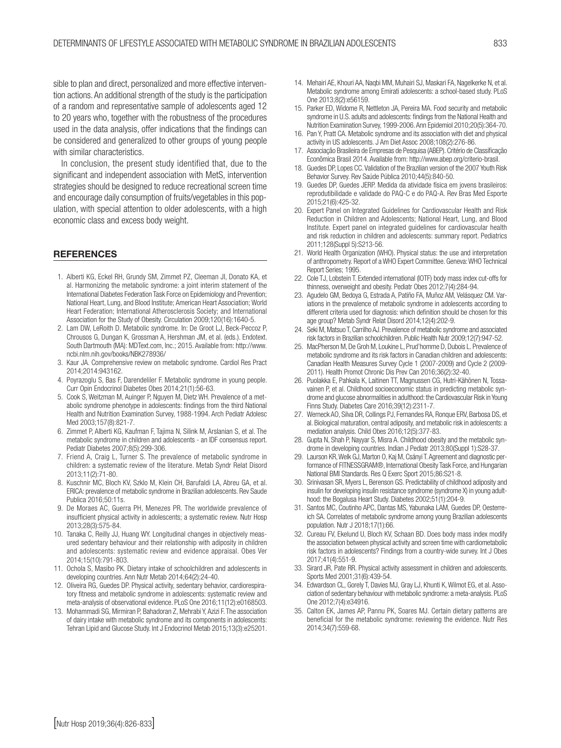sible to plan and direct, personalized and more effective intervention actions. An additional strength of the study is the participation of a random and representative sample of adolescents aged 12 to 20 years who, together with the robustness of the procedures used in the data analysis, offer indications that the findings can be considered and generalized to other groups of young people with similar characteristics.

In conclusion, the present study identified that, due to the significant and independent association with MetS, intervention strategies should be designed to reduce recreational screen time and encourage daily consumption of fruits/vegetables in this population, with special attention to older adolescents, with a high economic class and excess body weight.

## REFERENCES

1. Alberti KG, Eckel RH, Grundy SM, Zimmet PZ, Cleeman JI, Donato KA, et al. Harmonizing the metabolic syndrome: a joint interim statement of the International Diabetes Federation Task Force on Epidemiology and Prevention; National Heart, Lung, and Blood Institute; American Heart Association; World Heart Federation; International Atherosclerosis Society; and International Association for the Study of Obesity. Circulation 2009;120(16):1640-5.
2. Lam DW, LeRoith D. Metabolic syndrome. In: De Groot LJ, Beck-Peccoz P, Chrousos G, Dungan K, Grossman A, Hershman JM, et al. (eds.). Endotext. South Dartmouth (MA): MDText.com, Inc.; 2015. Available from: http://www.ncbi.nlm.nih.gov/books/NBK278936/
3. Kaur JA. Comprehensive review on metabolic syndrome. Cardiol Res Pract 2014;2014:943162.
4. Poyrazoglu S, Bas F, Darendeliler F. Metabolic syndrome in young people. Curr Opin Endocrinol Diabetes Obes 2014;21(1):56-63.
5. Cook S, Weitzman M, Auinger P, Nguyen M, Dietz WH. Prevalence of a metabolic syndrome phenotype in adolescents: findings from the third National Health and Nutrition Examination Survey, 1988-1994. Arch Pediatr Adolesc Med 2003;157(8):821-7.
6. Zimmet P, Alberti KG, Kaufman F, Tajima N, Silink M, Arslanian S, et al. The metabolic syndrome in children and adolescents - an IDF consensus report. Pediatr Diabetes 2007;8(5):299-306.
7. Friend A, Craig L, Turner S. The prevalence of metabolic syndrome in children: a systematic review of the literature. Metab Syndr Relat Disord 2013;11(2):71-80.
8. Kuschnir MC, Bloch KV, Szklo M, Klein CH, Barufaldi LA, Abreu GA, et al. ERICA: prevalence of metabolic syndrome in Brazilian adolescents. Rev Saude Publica 2016;50:11s.
9. De Moraes AC, Guerra PH, Menezes PR. The worldwide prevalence of insufficient physical activity in adolescents; a systematic review. Nutr Hosp 2013;28(3):575-84.
10. Tanaka C, Reilly JJ, Huang WY. Longitudinal changes in objectively measured sedentary behaviour and their relationship with adiposity in children and adolescents: systematic review and evidence appraisal. Obes Ver 2014;15(10):791-803.
11. Ochola S, Masibo PK. Dietary intake of schoolchildren and adolescents in developing countries. Ann Nutr Metab 2014;64(2):24-40.
12. Oliveira RG, Guedes DP. Physical activity, sedentary behavior, cardiorespiratory fitness and metabolic syndrome in adolescents: systematic review and meta-analysis of observational evidence. PLoS One 2016;11(12):e0168503.
13. Mohammadi SG, Mirmiran P, Bahadoran Z, Mehrabi Y, Azizi F. The association of dairy intake with metabolic syndrome and its components in adolescents: Tehran Lipid and Glucose Study. Int J Endocrinol Metab 2015;13(3):e25201.
14. Mehairi AE, Khouri AA, Naqbi MM, Muhairi SJ, Maskari FA, Nagelkerke N, et al. Metabolic syndrome among Emirati adolescents: a school-based study. PLoS One 2013;8(2):e56159.
15. Parker ED, Widome R, Nettleton JA, Pereira MA. Food security and metabolic syndrome in U.S. adults and adolescents: findings from the National Health and Nutrition Examination Survey, 1999-2006. Ann Epidemiol 2010;20(5):364-70.
16. Pan Y, Pratt CA. Metabolic syndrome and its association with diet and physical activity in US adolescents. J Am Diet Assoc 2008;108(2):276-86.
17. Associação Brasileira de Empresas de Pesquisa (ABEP). Critério de Classificação Econômica Brasil 2014. Available from: http://www.abep.org/criterio-brasil.
18. Guedes DP, Lopes CC. Validation of the Brazilian version of the 2007 Youth Risk Behavior Survey. Rev Saúde Pública 2010;44(5):840-50.
19. Guedes DP, Guedes JERP. Medida da atividade física em jovens brasileiros: reprodutibilidade e validade do PAQ-C e do PAQ-A. Rev Bras Med Esporte 2015;21(6):425-32.
20. Expert Panel on Integrated Guidelines for Cardiovascular Health and Risk Reduction in Children and Adolescents; National Heart, Lung, and Blood Institute. Expert panel on integrated guidelines for cardiovascular health and risk reduction in children and adolescents: summary report. Pediatrics 2011;128(Suppl 5):S213-56.
21. World Health Organization (WHO). Physical status: the use and interpretation of anthropometry. Report of a WHO Expert Committee. Geneva: WHO Technical Report Series; 1995.
22. Cole TJ, Lobstein T. Extended international (IOTF) body mass index cut-offs for thinness, overweight and obesity. Pediatr Obes 2012;7(4):284-94.
23. Agudelo GM, Bedoya G, Estrada A, Patiño FA, Muñoz AM, Velásquez CM. Variations in the prevalence of metabolic syndrome in adolescents according to different criteria used for diagnosis: which definition should be chosen for this age group? Metab Syndr Relat Disord 2014;12(4):202-9.
24. Seki M, Matsuo T, Carrilho AJ. Prevalence of metabolic syndrome and associated risk factors in Brazilian schoolchildren. Public Health Nutr 2009;12(7):947-52.
25. MacPherson M, De Groh M, Loukine L, Prud'homme D, Dubois L. Prevalence of metabolic syndrome and its risk factors in Canadian children and adolescents: Canadian Health Measures Survey Cycle 1 (2007-2009) and Cycle 2 (2009-2011). Health Promot Chronic Dis Prev Can 2016;36(2):32-40.
26. Puolakka E, Pahkala K, Laitinen TT, Magnussen CG, Hutri-Kähönen N, Tossavainen P, et al. Childhood socioeconomic status in predicting metabolic syndrome and glucose abnormalities in adulthood: the Cardiovascular Risk in Young Finns Study. Diabetes Care 2016;39(12):2311-7.
27. Werneck AO, Silva DR, Collings PJ, Fernandes RA, Ronque ERV, Barbosa DS, et al. Biological maturation, central adiposity, and metabolic risk in adolescents: a mediation analysis. Child Obes 2016;12(5):377-83.
28. Gupta N, Shah P, Nayyar S, Misra A. Childhood obesity and the metabolic syndrome in developing countries. Indian J Pediatr 2013;80(Suppl 1):S28-37.
29. Laurson KR, Welk GJ, Marton O, Kaj M, Csányi T. Agreement and diagnostic performance of FITNESSGRAM®, International Obesity Task Force, and Hungarian National BMI Standards. Res Q Exerc Sport 2015;86:S21-8.
30. Srinivasan SR, Myers L, Berenson GS. Predictability of childhood adiposity and insulin for developing insulin resistance syndrome (syndrome X) in young adulthood: the Bogalusa Heart Study. Diabetes 2002;51(1):204-9.
31. Santos MC, Coutinho APC, Dantas MS, Yabunaka LAM, Guedes DP, Oesterreich SA. Correlates of metabolic syndrome among young Brazilian adolescents population. Nutr J 2018;17(1):66.
32. Cureau FV, Ekelund U, Bloch KV, Schaan BD. Does body mass index modify the association between physical activity and screen time with cardiometabolic risk factors in adolescents? Findings from a country-wide survey. Int J Obes 2017;41(4):551-9.
33. Sirard JR, Pate RR. Physical activity assessment in children and adolescents. Sports Med 2001;31(6):439-54.
34. Edwardson CL, Gorely T, Davies MJ, Gray LJ, Khunti K, Wilmot EG, et al. Association of sedentary behaviour with metabolic syndrome: a meta-analysis. PLoS One 2012;7(4):e34916.
35. Calton EK, James AP, Pannu PK, Soares MJ. Certain dietary patterns are beneficial for the metabolic syndrome: reviewing the evidence. Nutr Res 2014;34(7):559-68.